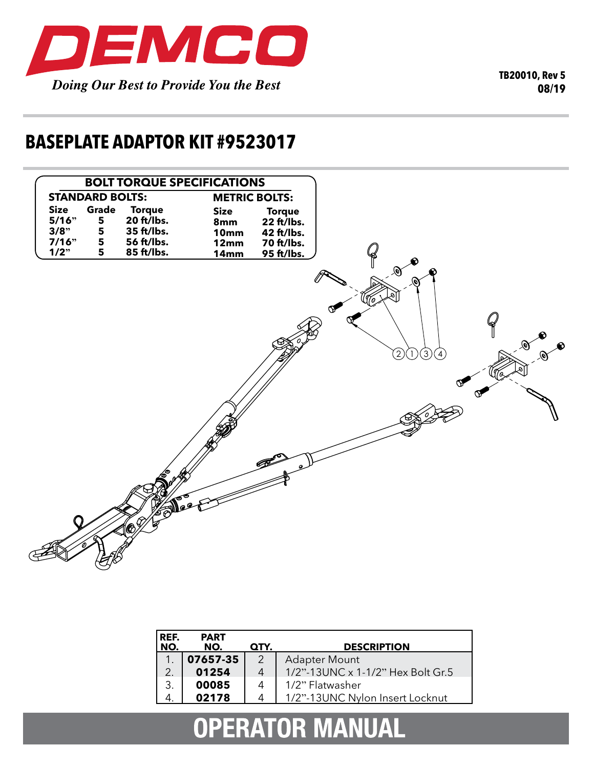# DEMCO

*Doing Our Best to Provide You the Best*

**TB20010, Rev 5**
**08/19**

# BASEPLATE ADAPTOR KIT #9523017

## BOLT TORQUE SPECIFICATIONS

**STANDARD BOLTS:**

| Size | Grade | Torque |
|---|---|---|
| 5/16" | 5 | 20 ft/lbs. |
| 3/8" | 5 | 35 ft/lbs. |
| 7/16" | 5 | 56 ft/lbs. |
| 1/2" | 5 | 85 ft/lbs. |

**METRIC BOLTS:**

| Size | Torque |
|---|---|
| 8mm | 22 ft/lbs. |
| 10mm | 42 ft/lbs. |
| 12mm | 70 ft/lbs. |
| 14mm | 95 ft/lbs. |

| REF. NO. | PART NO. | QTY. | DESCRIPTION |
|---|---|---|---|
| 1. | 07657-35 | 2 | Adapter Mount |
| 2. | 01254 | 4 | 1/2"-13UNC x 1-1/2" Hex Bolt Gr.5 |
| 3. | 00085 | 4 | 1/2" Flatwasher |
| 4. | 02178 | 4 | 1/2"-13UNC Nylon Insert Locknut |

# OPERATOR MANUAL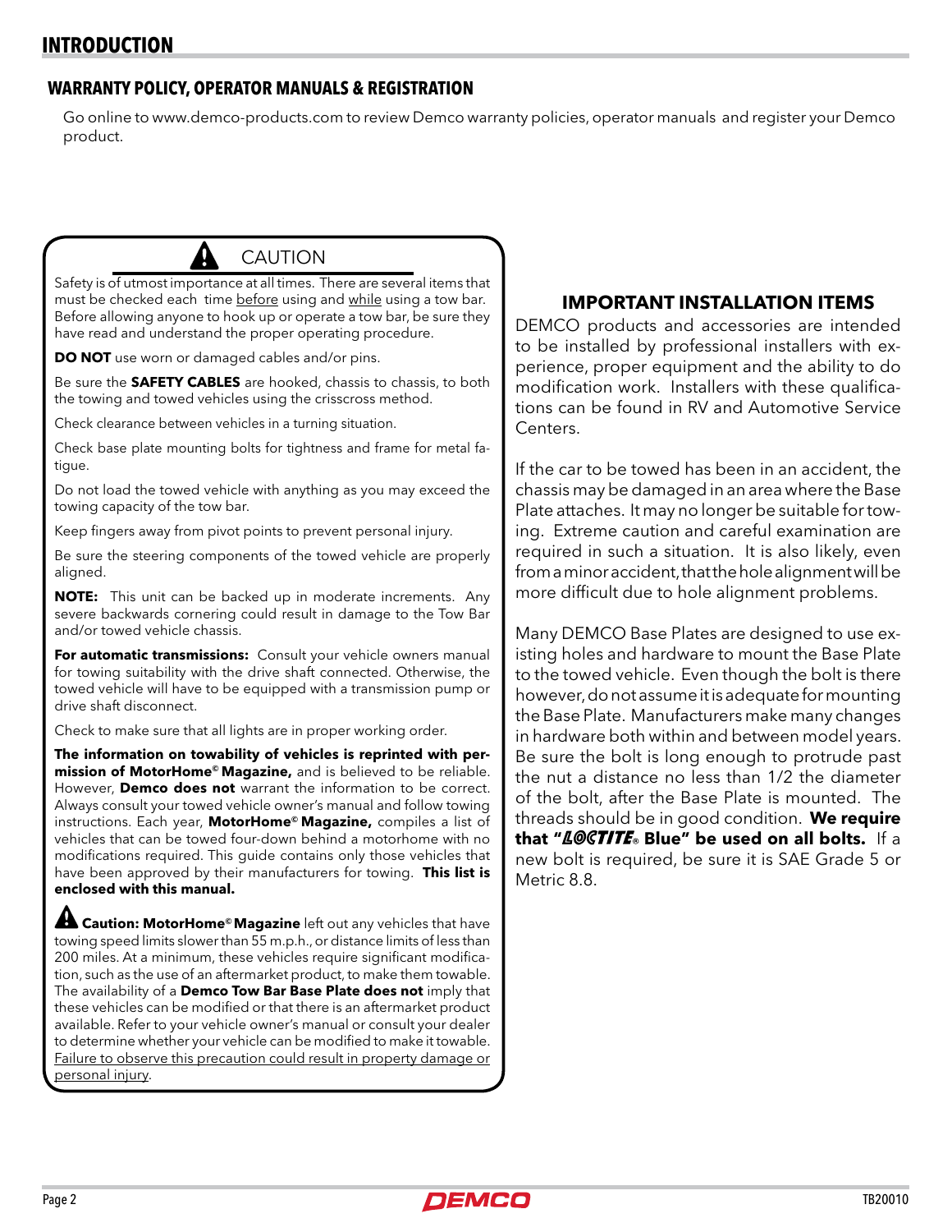# INTRODUCTION

## WARRANTY POLICY, OPERATOR MANUALS & REGISTRATION

Go online to www.demco-products.com to review Demco warranty policies, operator manuals and register your Demco product.

### ⚠ CAUTION

Safety is of utmost importance at all times. There are several items that must be checked each time before using and while using a tow bar. Before allowing anyone to hook up or operate a tow bar, be sure they have read and understand the proper operating procedure.

**DO NOT** use worn or damaged cables and/or pins.

Be sure the **SAFETY CABLES** are hooked, chassis to chassis, to both the towing and towed vehicles using the crisscross method.

Check clearance between vehicles in a turning situation.

Check base plate mounting bolts for tightness and frame for metal fatigue.

Do not load the towed vehicle with anything as you may exceed the towing capacity of the tow bar.

Keep fingers away from pivot points to prevent personal injury.

Be sure the steering components of the towed vehicle are properly aligned.

**NOTE:** This unit can be backed up in moderate increments. Any severe backwards cornering could result in damage to the Tow Bar and/or towed vehicle chassis.

**For automatic transmissions:** Consult your vehicle owners manual for towing suitability with the drive shaft connected. Otherwise, the towed vehicle will have to be equipped with a transmission pump or drive shaft disconnect.

Check to make sure that all lights are in proper working order.

**The information on towability of vehicles is reprinted with permission of MotorHome© Magazine,** and is believed to be reliable. However, **Demco does not** warrant the information to be correct. Always consult your towed vehicle owner's manual and follow towing instructions. Each year, **MotorHome© Magazine,** compiles a list of vehicles that can be towed four-down behind a motorhome with no modifications required. This guide contains only those vehicles that have been approved by their manufacturers for towing. **This list is enclosed with this manual.**

⚠ **Caution: MotorHome® Magazine** left out any vehicles that have towing speed limits slower than 55 m.p.h., or distance limits of less than 200 miles. At a minimum, these vehicles require significant modification, such as the use of an aftermarket product, to make them towable. The availability of a **Demco Tow Bar Base Plate does not** imply that these vehicles can be modified or that there is an aftermarket product available. Refer to your vehicle owner's manual or consult your dealer to determine whether your vehicle can be modified to make it towable. Failure to observe this precaution could result in property damage or personal injury.

### IMPORTANT INSTALLATION ITEMS

DEMCO products and accessories are intended to be installed by professional installers with experience, proper equipment and the ability to do modification work. Installers with these qualifications can be found in RV and Automotive Service Centers.

If the car to be towed has been in an accident, the chassis may be damaged in an area where the Base Plate attaches. It may no longer be suitable for towing. Extreme caution and careful examination are required in such a situation. It is also likely, even from a minor accident, that the hole alignment will be more difficult due to hole alignment problems.

Many DEMCO Base Plates are designed to use existing holes and hardware to mount the Base Plate to the towed vehicle. Even though the bolt is there however, do not assume it is adequate for mounting the Base Plate. Manufacturers make many changes in hardware both within and between model years. Be sure the bolt is long enough to protrude past the nut a distance no less than 1/2 the diameter of the bolt, after the Base Plate is mounted. The threads should be in good condition. **We require that "LOCTITE® Blue" be used on all bolts.** If a new bolt is required, be sure it is SAE Grade 5 or Metric 8.8.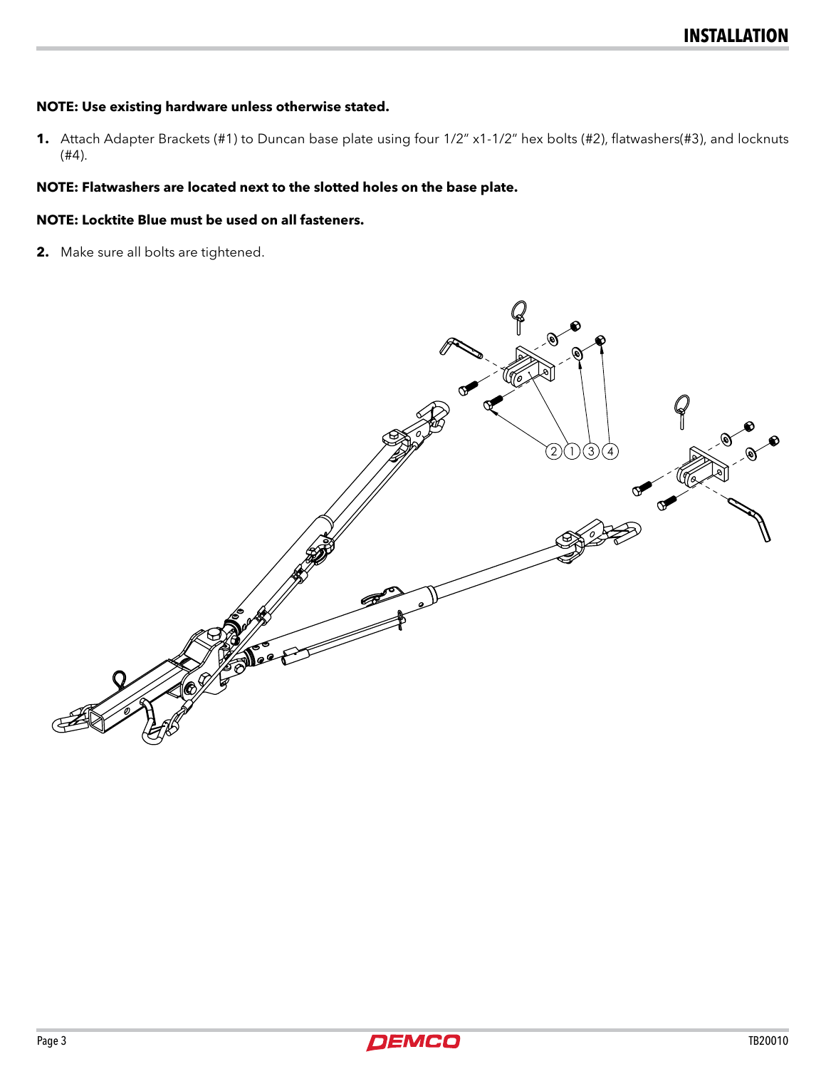# INSTALLATION

**NOTE: Use existing hardware unless otherwise stated.**

1. Attach Adapter Brackets (#1) to Duncan base plate using four 1/2" x1-1/2" hex bolts (#2), flatwashers(#3), and locknuts (#4).

**NOTE: Flatwashers are located next to the slotted holes on the base plate.**

**NOTE: Locktite Blue must be used on all fasteners.**

2. Make sure all bolts are tightened.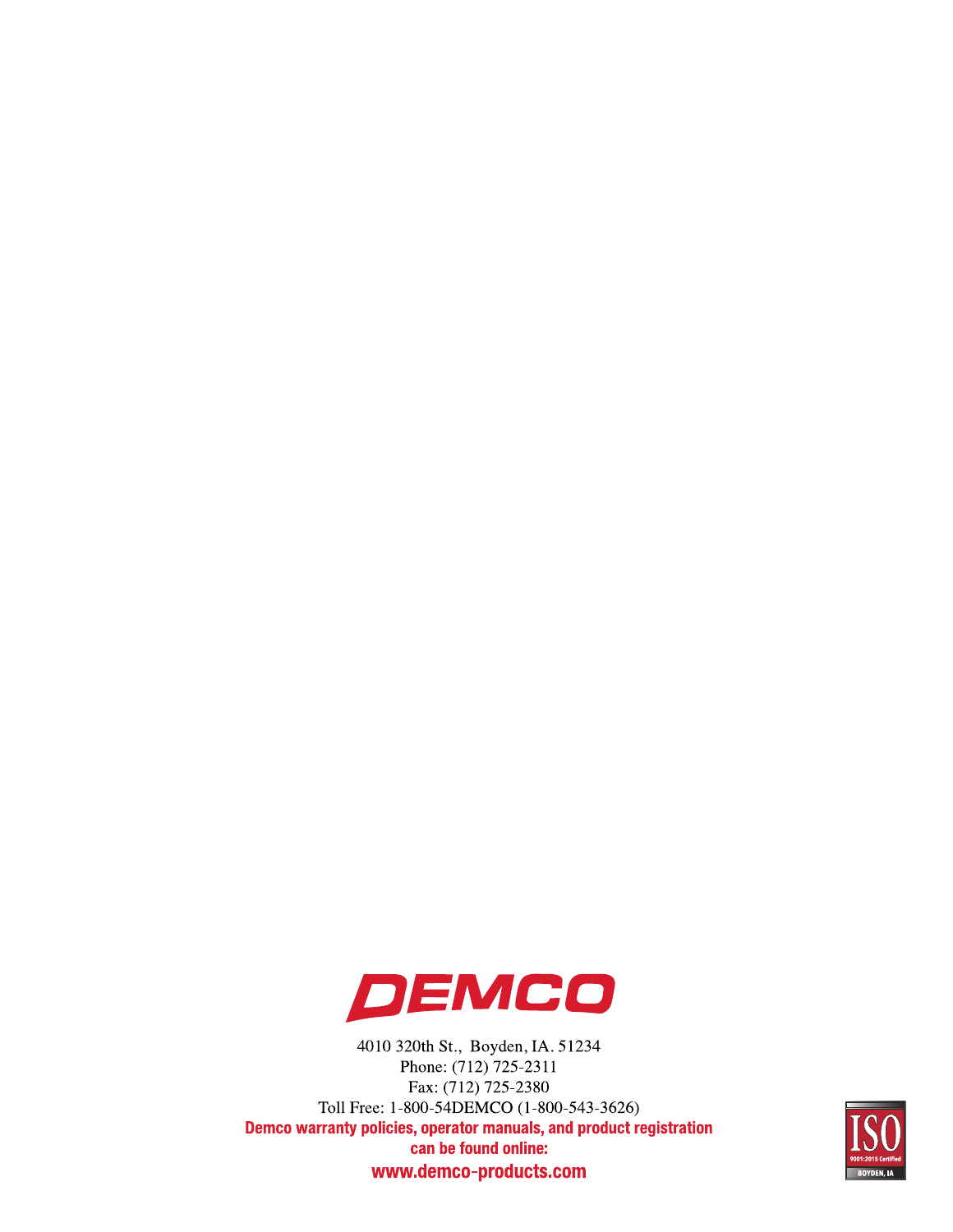**DEMCO**

4010 320th St., Boyden, IA. 51234
Phone: (712) 725-2311
Fax: (712) 725-2380
Toll Free: 1-800-54DEMCO (1-800-543-3626)

**Demco warranty policies, operator manuals, and product registration can be found online:**

**www.demco-products.com**

ISO 9001:2015 Certified
BOYDEN, IA